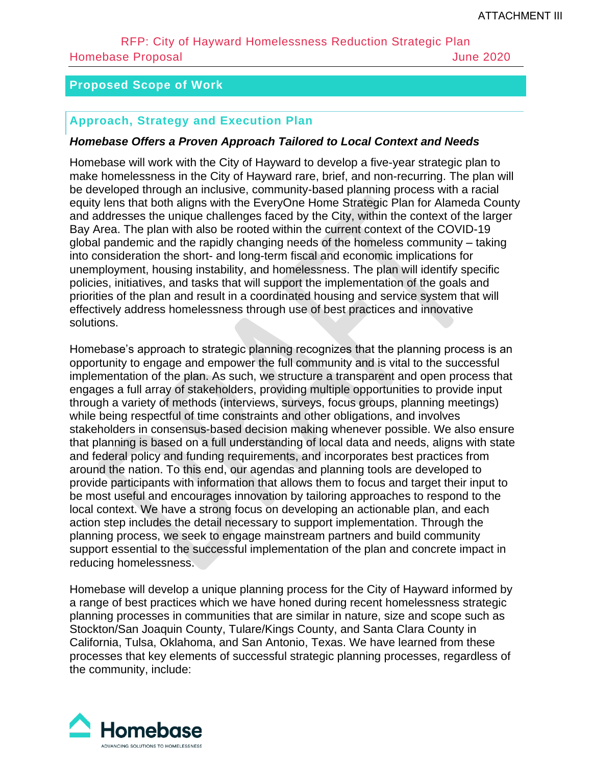## Proposed Scope of Work

### Approach, Strategy and Execution Plan

***Homebase Offers a Proven Approach Tailored to Local Context and Needs***

Homebase will work with the City of Hayward to develop a five-year strategic plan to make homelessness in the City of Hayward rare, brief, and non-recurring. The plan will be developed through an inclusive, community-based planning process with a racial equity lens that both aligns with the EveryOne Home Strategic Plan for Alameda County and addresses the unique challenges faced by the City, within the context of the larger Bay Area. The plan with also be rooted within the current context of the COVID-19 global pandemic and the rapidly changing needs of the homeless community – taking into consideration the short- and long-term fiscal and economic implications for unemployment, housing instability, and homelessness. The plan will identify specific policies, initiatives, and tasks that will support the implementation of the goals and priorities of the plan and result in a coordinated housing and service system that will effectively address homelessness through use of best practices and innovative solutions.

Homebase's approach to strategic planning recognizes that the planning process is an opportunity to engage and empower the full community and is vital to the successful implementation of the plan. As such, we structure a transparent and open process that engages a full array of stakeholders, providing multiple opportunities to provide input through a variety of methods (interviews, surveys, focus groups, planning meetings) while being respectful of time constraints and other obligations, and involves stakeholders in consensus-based decision making whenever possible. We also ensure that planning is based on a full understanding of local data and needs, aligns with state and federal policy and funding requirements, and incorporates best practices from around the nation. To this end, our agendas and planning tools are developed to provide participants with information that allows them to focus and target their input to be most useful and encourages innovation by tailoring approaches to respond to the local context. We have a strong focus on developing an actionable plan, and each action step includes the detail necessary to support implementation. Through the planning process, we seek to engage mainstream partners and build community support essential to the successful implementation of the plan and concrete impact in reducing homelessness.

Homebase will develop a unique planning process for the City of Hayward informed by a range of best practices which we have honed during recent homelessness strategic planning processes in communities that are similar in nature, size and scope such as Stockton/San Joaquin County, Tulare/Kings County, and Santa Clara County in California, Tulsa, Oklahoma, and San Antonio, Texas. We have learned from these processes that key elements of successful strategic planning processes, regardless of the community, include: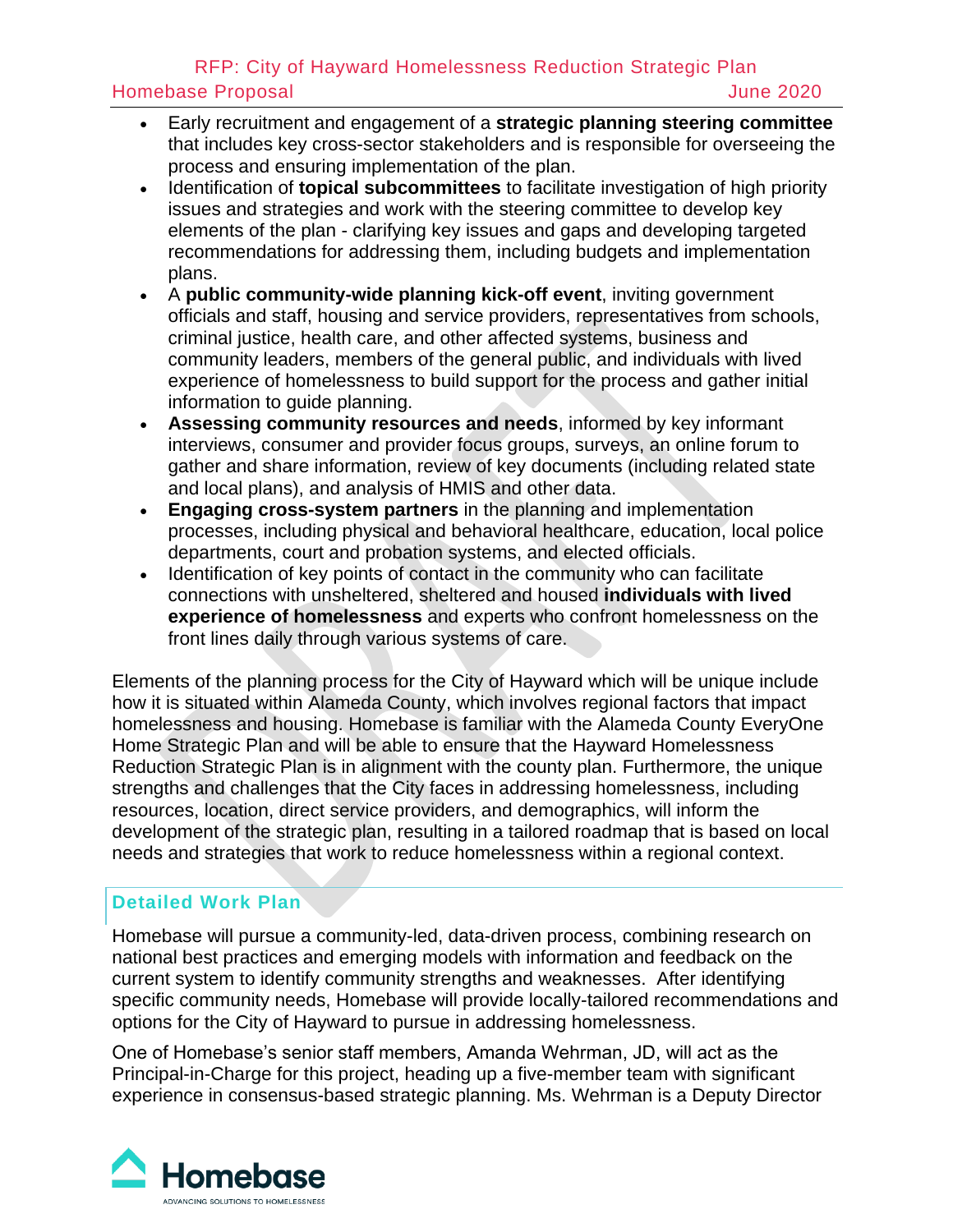- Early recruitment and engagement of a **strategic planning steering committee** that includes key cross-sector stakeholders and is responsible for overseeing the process and ensuring implementation of the plan.
- Identification of **topical subcommittees** to facilitate investigation of high priority issues and strategies and work with the steering committee to develop key elements of the plan - clarifying key issues and gaps and developing targeted recommendations for addressing them, including budgets and implementation plans.
- A **public community-wide planning kick-off event**, inviting government officials and staff, housing and service providers, representatives from schools, criminal justice, health care, and other affected systems, business and community leaders, members of the general public, and individuals with lived experience of homelessness to build support for the process and gather initial information to guide planning.
- **Assessing community resources and needs**, informed by key informant interviews, consumer and provider focus groups, surveys, an online forum to gather and share information, review of key documents (including related state and local plans), and analysis of HMIS and other data.
- **Engaging cross-system partners** in the planning and implementation processes, including physical and behavioral healthcare, education, local police departments, court and probation systems, and elected officials.
- Identification of key points of contact in the community who can facilitate connections with unsheltered, sheltered and housed **individuals with lived experience of homelessness** and experts who confront homelessness on the front lines daily through various systems of care.

Elements of the planning process for the City of Hayward which will be unique include how it is situated within Alameda County, which involves regional factors that impact homelessness and housing. Homebase is familiar with the Alameda County EveryOne Home Strategic Plan and will be able to ensure that the Hayward Homelessness Reduction Strategic Plan is in alignment with the county plan. Furthermore, the unique strengths and challenges that the City faces in addressing homelessness, including resources, location, direct service providers, and demographics, will inform the development of the strategic plan, resulting in a tailored roadmap that is based on local needs and strategies that work to reduce homelessness within a regional context.

## Detailed Work Plan

Homebase will pursue a community-led, data-driven process, combining research on national best practices and emerging models with information and feedback on the current system to identify community strengths and weaknesses. After identifying specific community needs, Homebase will provide locally-tailored recommendations and options for the City of Hayward to pursue in addressing homelessness.

One of Homebase's senior staff members, Amanda Wehrman, JD, will act as the Principal-in-Charge for this project, heading up a five-member team with significant experience in consensus-based strategic planning. Ms. Wehrman is a Deputy Director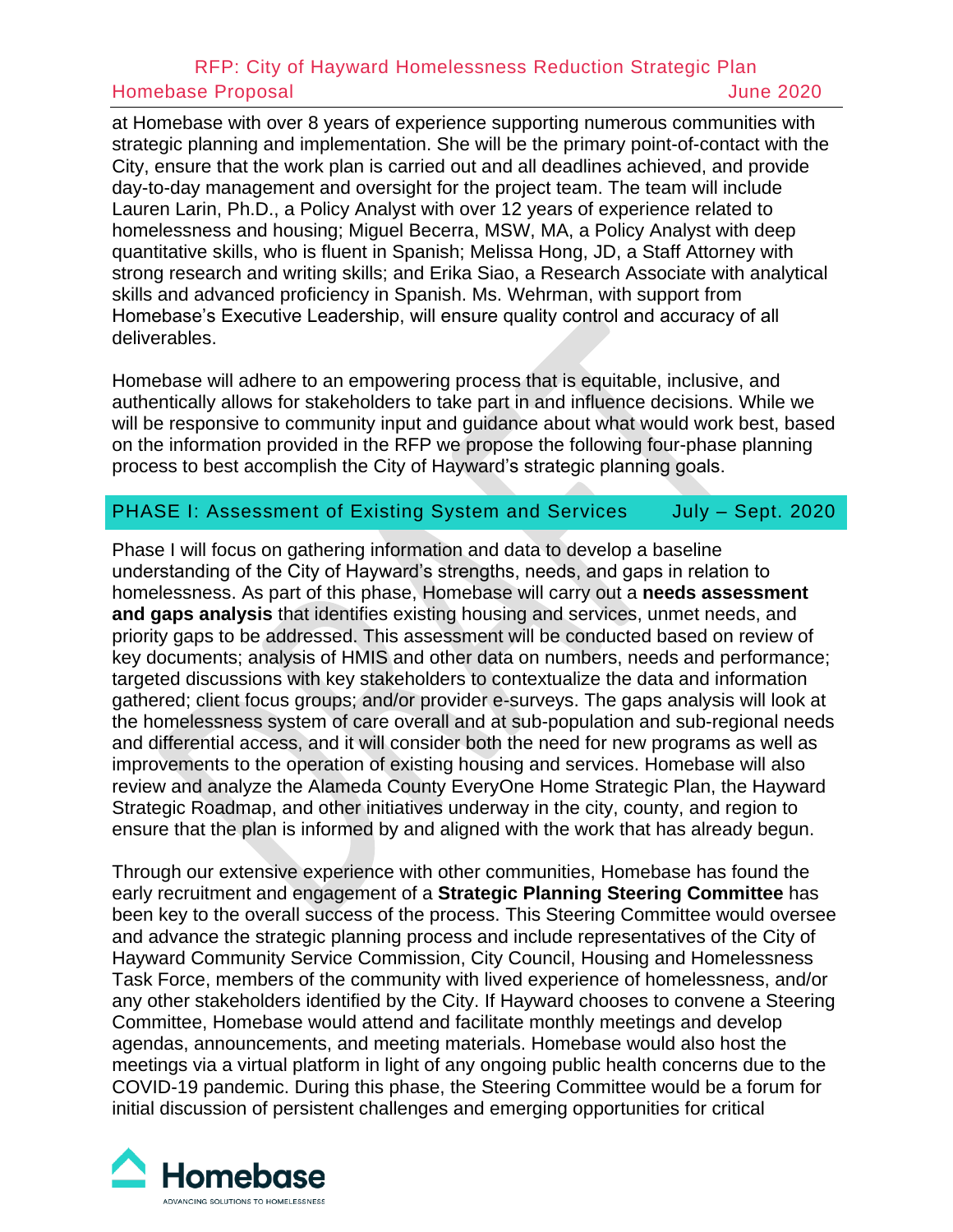at Homebase with over 8 years of experience supporting numerous communities with strategic planning and implementation. She will be the primary point-of-contact with the City, ensure that the work plan is carried out and all deadlines achieved, and provide day-to-day management and oversight for the project team. The team will include Lauren Larin, Ph.D., a Policy Analyst with over 12 years of experience related to homelessness and housing; Miguel Becerra, MSW, MA, a Policy Analyst with deep quantitative skills, who is fluent in Spanish; Melissa Hong, JD, a Staff Attorney with strong research and writing skills; and Erika Siao, a Research Associate with analytical skills and advanced proficiency in Spanish. Ms. Wehrman, with support from Homebase's Executive Leadership, will ensure quality control and accuracy of all deliverables.

Homebase will adhere to an empowering process that is equitable, inclusive, and authentically allows for stakeholders to take part in and influence decisions. While we will be responsive to community input and guidance about what would work best, based on the information provided in the RFP we propose the following four-phase planning process to best accomplish the City of Hayward's strategic planning goals.

## PHASE I: Assessment of Existing System and Services — July – Sept. 2020

Phase I will focus on gathering information and data to develop a baseline understanding of the City of Hayward's strengths, needs, and gaps in relation to homelessness. As part of this phase, Homebase will carry out a **needs assessment and gaps analysis** that identifies existing housing and services, unmet needs, and priority gaps to be addressed. This assessment will be conducted based on review of key documents; analysis of HMIS and other data on numbers, needs and performance; targeted discussions with key stakeholders to contextualize the data and information gathered; client focus groups; and/or provider e-surveys. The gaps analysis will look at the homelessness system of care overall and at sub-population and sub-regional needs and differential access, and it will consider both the need for new programs as well as improvements to the operation of existing housing and services. Homebase will also review and analyze the Alameda County EveryOne Home Strategic Plan, the Hayward Strategic Roadmap, and other initiatives underway in the city, county, and region to ensure that the plan is informed by and aligned with the work that has already begun.

Through our extensive experience with other communities, Homebase has found the early recruitment and engagement of a **Strategic Planning Steering Committee** has been key to the overall success of the process. This Steering Committee would oversee and advance the strategic planning process and include representatives of the City of Hayward Community Service Commission, City Council, Housing and Homelessness Task Force, members of the community with lived experience of homelessness, and/or any other stakeholders identified by the City. If Hayward chooses to convene a Steering Committee, Homebase would attend and facilitate monthly meetings and develop agendas, announcements, and meeting materials. Homebase would also host the meetings via a virtual platform in light of any ongoing public health concerns due to the COVID-19 pandemic. During this phase, the Steering Committee would be a forum for initial discussion of persistent challenges and emerging opportunities for critical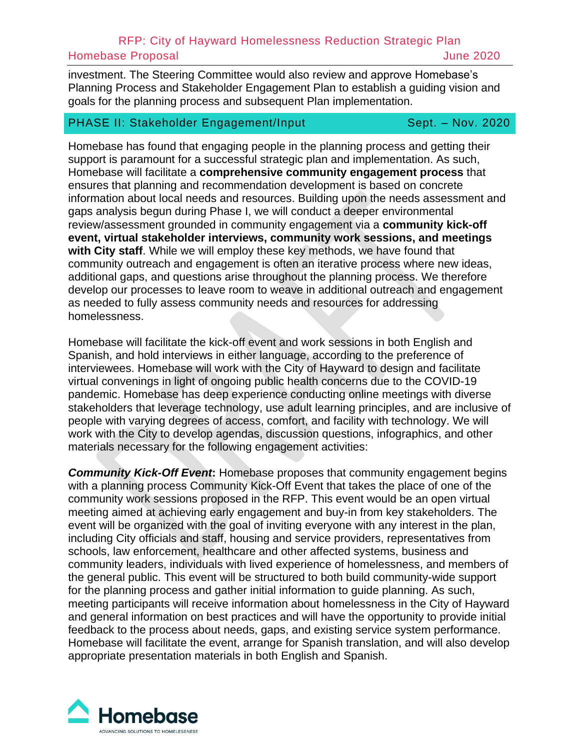investment. The Steering Committee would also review and approve Homebase's Planning Process and Stakeholder Engagement Plan to establish a guiding vision and goals for the planning process and subsequent Plan implementation.

## PHASE II: Stakeholder Engagement/Input — Sept. – Nov. 2020

Homebase has found that engaging people in the planning process and getting their support is paramount for a successful strategic plan and implementation. As such, Homebase will facilitate a **comprehensive community engagement process** that ensures that planning and recommendation development is based on concrete information about local needs and resources. Building upon the needs assessment and gaps analysis begun during Phase I, we will conduct a deeper environmental review/assessment grounded in community engagement via a **community kick-off event, virtual stakeholder interviews, community work sessions, and meetings with City staff**. While we will employ these key methods, we have found that community outreach and engagement is often an iterative process where new ideas, additional gaps, and questions arise throughout the planning process. We therefore develop our processes to leave room to weave in additional outreach and engagement as needed to fully assess community needs and resources for addressing homelessness.

Homebase will facilitate the kick-off event and work sessions in both English and Spanish, and hold interviews in either language, according to the preference of interviewees. Homebase will work with the City of Hayward to design and facilitate virtual convenings in light of ongoing public health concerns due to the COVID-19 pandemic. Homebase has deep experience conducting online meetings with diverse stakeholders that leverage technology, use adult learning principles, and are inclusive of people with varying degrees of access, comfort, and facility with technology. We will work with the City to develop agendas, discussion questions, infographics, and other materials necessary for the following engagement activities:

***Community Kick-Off Event*:** Homebase proposes that community engagement begins with a planning process Community Kick-Off Event that takes the place of one of the community work sessions proposed in the RFP. This event would be an open virtual meeting aimed at achieving early engagement and buy-in from key stakeholders. The event will be organized with the goal of inviting everyone with any interest in the plan, including City officials and staff, housing and service providers, representatives from schools, law enforcement, healthcare and other affected systems, business and community leaders, individuals with lived experience of homelessness, and members of the general public. This event will be structured to both build community-wide support for the planning process and gather initial information to guide planning. As such, meeting participants will receive information about homelessness in the City of Hayward and general information on best practices and will have the opportunity to provide initial feedback to the process about needs, gaps, and existing service system performance. Homebase will facilitate the event, arrange for Spanish translation, and will also develop appropriate presentation materials in both English and Spanish.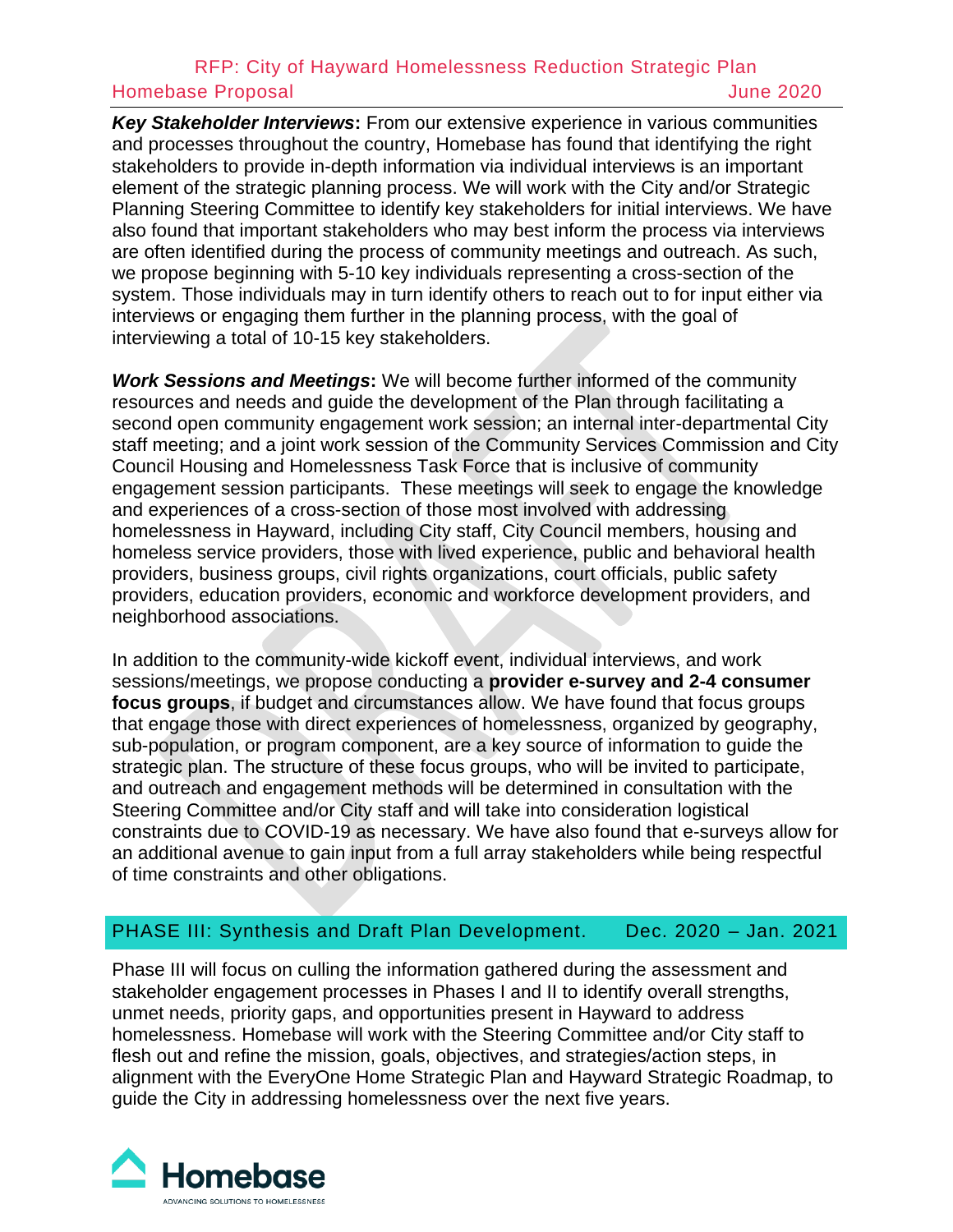***Key Stakeholder Interviews*:** From our extensive experience in various communities and processes throughout the country, Homebase has found that identifying the right stakeholders to provide in-depth information via individual interviews is an important element of the strategic planning process. We will work with the City and/or Strategic Planning Steering Committee to identify key stakeholders for initial interviews. We have also found that important stakeholders who may best inform the process via interviews are often identified during the process of community meetings and outreach. As such, we propose beginning with 5-10 key individuals representing a cross-section of the system. Those individuals may in turn identify others to reach out to for input either via interviews or engaging them further in the planning process, with the goal of interviewing a total of 10-15 key stakeholders.

***Work Sessions and Meetings*:** We will become further informed of the community resources and needs and guide the development of the Plan through facilitating a second open community engagement work session; an internal inter-departmental City staff meeting; and a joint work session of the Community Services Commission and City Council Housing and Homelessness Task Force that is inclusive of community engagement session participants. These meetings will seek to engage the knowledge and experiences of a cross-section of those most involved with addressing homelessness in Hayward, including City staff, City Council members, housing and homeless service providers, those with lived experience, public and behavioral health providers, business groups, civil rights organizations, court officials, public safety providers, education providers, economic and workforce development providers, and neighborhood associations.

In addition to the community-wide kickoff event, individual interviews, and work sessions/meetings, we propose conducting a **provider e-survey and 2-4 consumer focus groups**, if budget and circumstances allow. We have found that focus groups that engage those with direct experiences of homelessness, organized by geography, sub-population, or program component, are a key source of information to guide the strategic plan. The structure of these focus groups, who will be invited to participate, and outreach and engagement methods will be determined in consultation with the Steering Committee and/or City staff and will take into consideration logistical constraints due to COVID-19 as necessary. We have also found that e-surveys allow for an additional avenue to gain input from a full array stakeholders while being respectful of time constraints and other obligations.

## PHASE III: Synthesis and Draft Plan Development. Dec. 2020 – Jan. 2021

Phase III will focus on culling the information gathered during the assessment and stakeholder engagement processes in Phases I and II to identify overall strengths, unmet needs, priority gaps, and opportunities present in Hayward to address homelessness. Homebase will work with the Steering Committee and/or City staff to flesh out and refine the mission, goals, objectives, and strategies/action steps, in alignment with the EveryOne Home Strategic Plan and Hayward Strategic Roadmap, to guide the City in addressing homelessness over the next five years.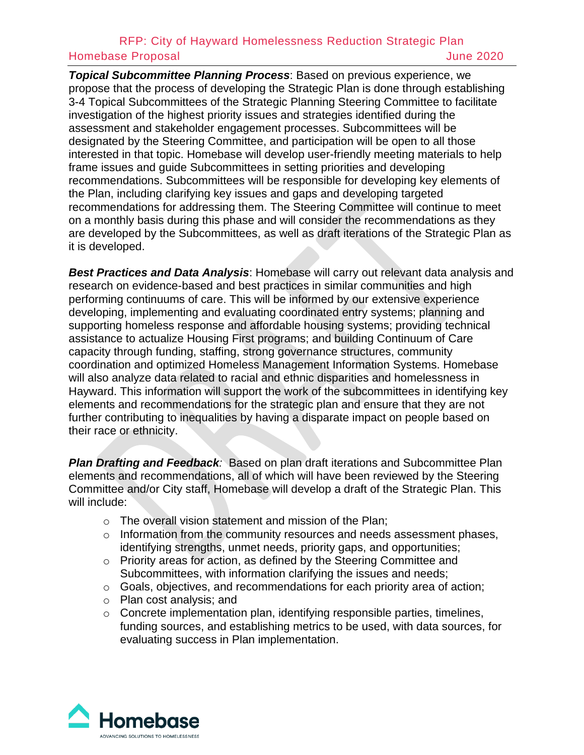***Topical Subcommittee Planning Process***: Based on previous experience, we propose that the process of developing the Strategic Plan is done through establishing 3-4 Topical Subcommittees of the Strategic Planning Steering Committee to facilitate investigation of the highest priority issues and strategies identified during the assessment and stakeholder engagement processes. Subcommittees will be designated by the Steering Committee, and participation will be open to all those interested in that topic. Homebase will develop user-friendly meeting materials to help frame issues and guide Subcommittees in setting priorities and developing recommendations. Subcommittees will be responsible for developing key elements of the Plan, including clarifying key issues and gaps and developing targeted recommendations for addressing them. The Steering Committee will continue to meet on a monthly basis during this phase and will consider the recommendations as they are developed by the Subcommittees, as well as draft iterations of the Strategic Plan as it is developed.

***Best Practices and Data Analysis***: Homebase will carry out relevant data analysis and research on evidence-based and best practices in similar communities and high performing continuums of care. This will be informed by our extensive experience developing, implementing and evaluating coordinated entry systems; planning and supporting homeless response and affordable housing systems; providing technical assistance to actualize Housing First programs; and building Continuum of Care capacity through funding, staffing, strong governance structures, community coordination and optimized Homeless Management Information Systems. Homebase will also analyze data related to racial and ethnic disparities and homelessness in Hayward. This information will support the work of the subcommittees in identifying key elements and recommendations for the strategic plan and ensure that they are not further contributing to inequalities by having a disparate impact on people based on their race or ethnicity.

***Plan Drafting and Feedback***: Based on plan draft iterations and Subcommittee Plan elements and recommendations, all of which will have been reviewed by the Steering Committee and/or City staff, Homebase will develop a draft of the Strategic Plan. This will include:

- The overall vision statement and mission of the Plan;
- Information from the community resources and needs assessment phases, identifying strengths, unmet needs, priority gaps, and opportunities;
- Priority areas for action, as defined by the Steering Committee and Subcommittees, with information clarifying the issues and needs;
- Goals, objectives, and recommendations for each priority area of action;
- Plan cost analysis; and
- Concrete implementation plan, identifying responsible parties, timelines, funding sources, and establishing metrics to be used, with data sources, for evaluating success in Plan implementation.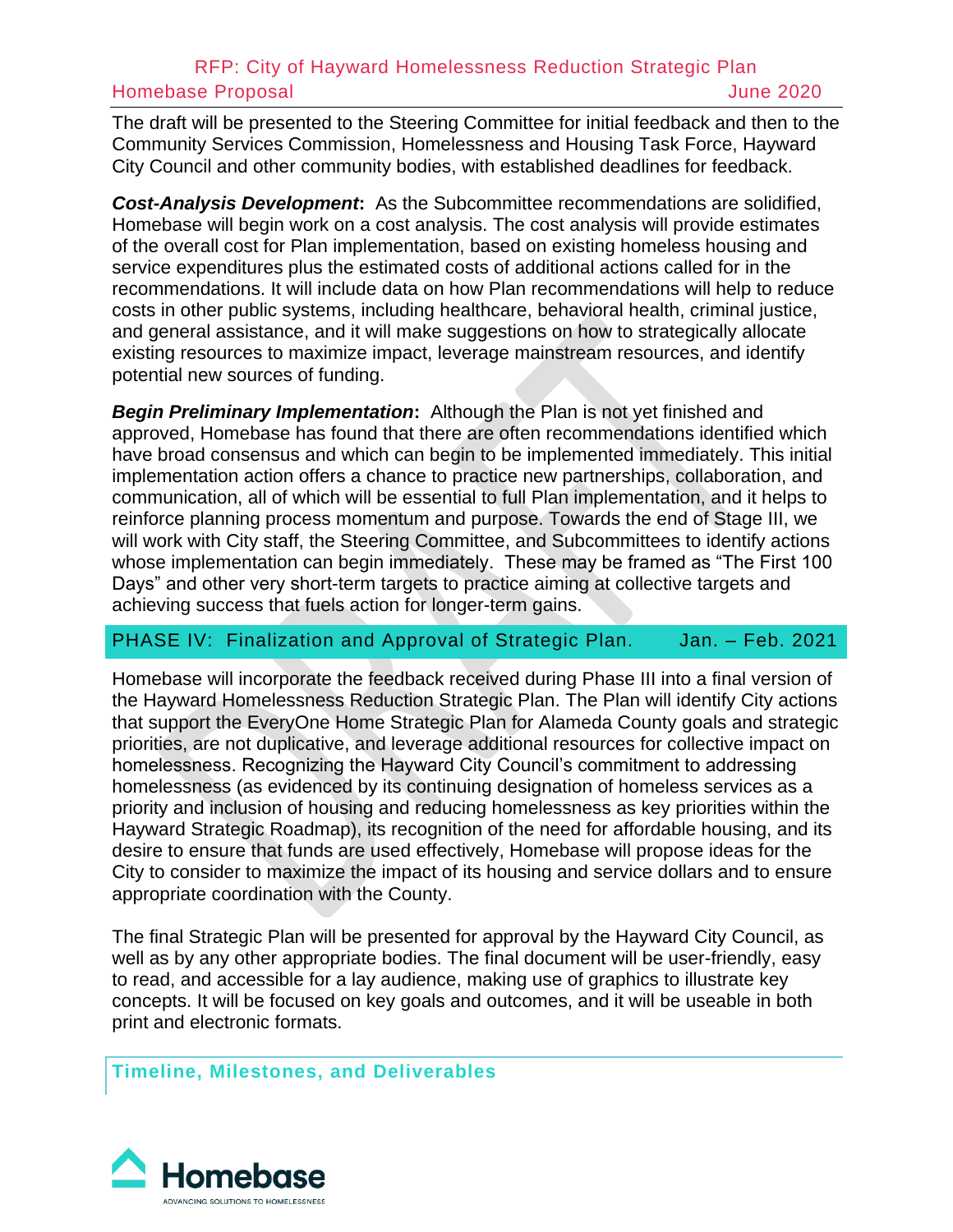The draft will be presented to the Steering Committee for initial feedback and then to the Community Services Commission, Homelessness and Housing Task Force, Hayward City Council and other community bodies, with established deadlines for feedback.

***Cost-Analysis Development*:** As the Subcommittee recommendations are solidified, Homebase will begin work on a cost analysis. The cost analysis will provide estimates of the overall cost for Plan implementation, based on existing homeless housing and service expenditures plus the estimated costs of additional actions called for in the recommendations. It will include data on how Plan recommendations will help to reduce costs in other public systems, including healthcare, behavioral health, criminal justice, and general assistance, and it will make suggestions on how to strategically allocate existing resources to maximize impact, leverage mainstream resources, and identify potential new sources of funding.

***Begin Preliminary Implementation*:** Although the Plan is not yet finished and approved, Homebase has found that there are often recommendations identified which have broad consensus and which can begin to be implemented immediately. This initial implementation action offers a chance to practice new partnerships, collaboration, and communication, all of which will be essential to full Plan implementation, and it helps to reinforce planning process momentum and purpose. Towards the end of Stage III, we will work with City staff, the Steering Committee, and Subcommittees to identify actions whose implementation can begin immediately. These may be framed as "The First 100 Days" and other very short-term targets to practice aiming at collective targets and achieving success that fuels action for longer-term gains.

## PHASE IV: Finalization and Approval of Strategic Plan. Jan. – Feb. 2021

Homebase will incorporate the feedback received during Phase III into a final version of the Hayward Homelessness Reduction Strategic Plan. The Plan will identify City actions that support the EveryOne Home Strategic Plan for Alameda County goals and strategic priorities, are not duplicative, and leverage additional resources for collective impact on homelessness. Recognizing the Hayward City Council's commitment to addressing homelessness (as evidenced by its continuing designation of homeless services as a priority and inclusion of housing and reducing homelessness as key priorities within the Hayward Strategic Roadmap), its recognition of the need for affordable housing, and its desire to ensure that funds are used effectively, Homebase will propose ideas for the City to consider to maximize the impact of its housing and service dollars and to ensure appropriate coordination with the County.

The final Strategic Plan will be presented for approval by the Hayward City Council, as well as by any other appropriate bodies. The final document will be user-friendly, easy to read, and accessible for a lay audience, making use of graphics to illustrate key concepts. It will be focused on key goals and outcomes, and it will be useable in both print and electronic formats.

## Timeline, Milestones, and Deliverables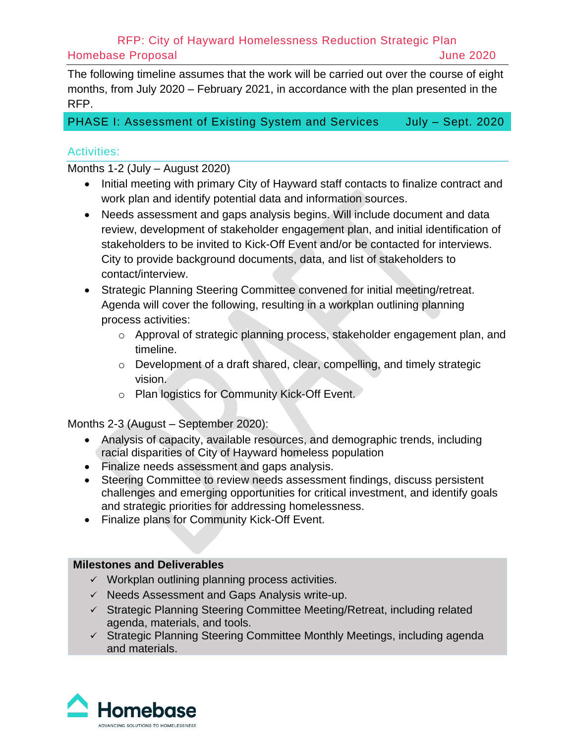The following timeline assumes that the work will be carried out over the course of eight months, from July 2020 – February 2021, in accordance with the plan presented in the RFP.

## PHASE I: Assessment of Existing System and Services — July – Sept. 2020

### Activities:

Months 1-2 (July – August 2020)

- Initial meeting with primary City of Hayward staff contacts to finalize contract and work plan and identify potential data and information sources.
- Needs assessment and gaps analysis begins. Will include document and data review, development of stakeholder engagement plan, and initial identification of stakeholders to be invited to Kick-Off Event and/or be contacted for interviews. City to provide background documents, data, and list of stakeholders to contact/interview.
- Strategic Planning Steering Committee convened for initial meeting/retreat. Agenda will cover the following, resulting in a workplan outlining planning process activities:
  - Approval of strategic planning process, stakeholder engagement plan, and timeline.
  - Development of a draft shared, clear, compelling, and timely strategic vision.
  - Plan logistics for Community Kick-Off Event.

Months 2-3 (August – September 2020):

- Analysis of capacity, available resources, and demographic trends, including racial disparities of City of Hayward homeless population
- Finalize needs assessment and gaps analysis.
- Steering Committee to review needs assessment findings, discuss persistent challenges and emerging opportunities for critical investment, and identify goals and strategic priorities for addressing homelessness.
- Finalize plans for Community Kick-Off Event.

**Milestones and Deliverables**

- ✓ Workplan outlining planning process activities.
- ✓ Needs Assessment and Gaps Analysis write-up.
- ✓ Strategic Planning Steering Committee Meeting/Retreat, including related agenda, materials, and tools.
- ✓ Strategic Planning Steering Committee Monthly Meetings, including agenda and materials.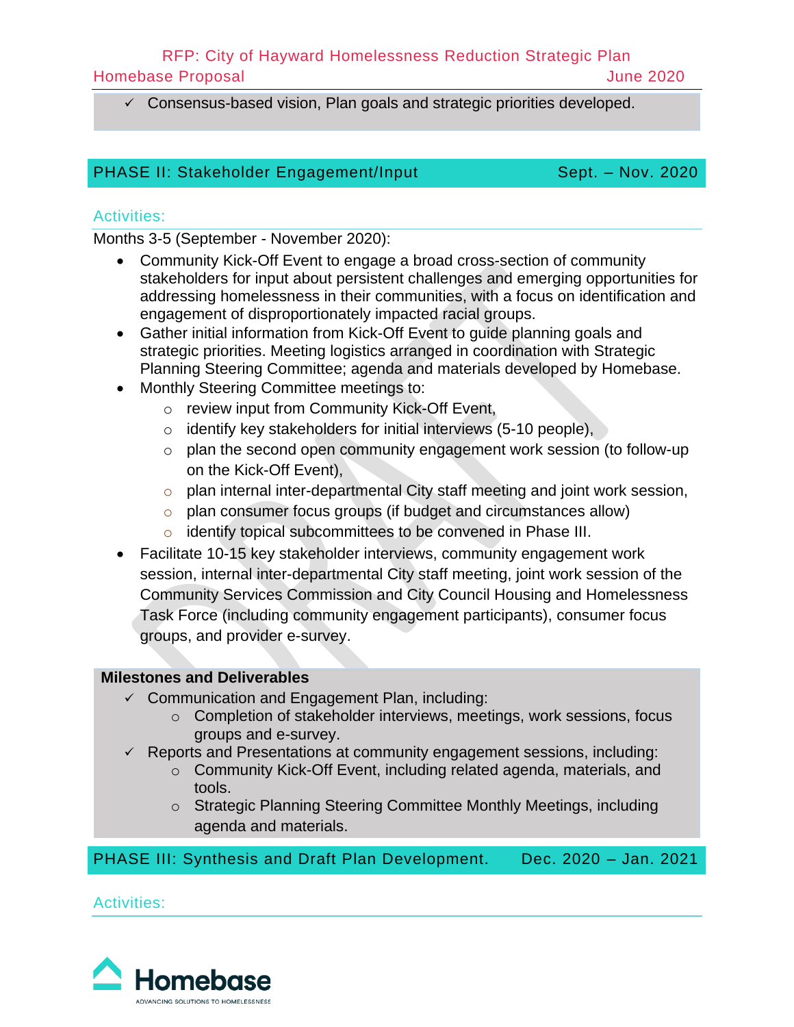- ✓ Consensus-based vision, Plan goals and strategic priorities developed.

## PHASE II: Stakeholder Engagement/Input — Sept. – Nov. 2020

### Activities:

Months 3-5 (September - November 2020):

- Community Kick-Off Event to engage a broad cross-section of community stakeholders for input about persistent challenges and emerging opportunities for addressing homelessness in their communities, with a focus on identification and engagement of disproportionately impacted racial groups.
- Gather initial information from Kick-Off Event to guide planning goals and strategic priorities. Meeting logistics arranged in coordination with Strategic Planning Steering Committee; agenda and materials developed by Homebase.
- Monthly Steering Committee meetings to:
  - review input from Community Kick-Off Event,
  - identify key stakeholders for initial interviews (5-10 people),
  - plan the second open community engagement work session (to follow-up on the Kick-Off Event),
  - plan internal inter-departmental City staff meeting and joint work session,
  - plan consumer focus groups (if budget and circumstances allow)
  - identify topical subcommittees to be convened in Phase III.
- Facilitate 10-15 key stakeholder interviews, community engagement work session, internal inter-departmental City staff meeting, joint work session of the Community Services Commission and City Council Housing and Homelessness Task Force (including community engagement participants), consumer focus groups, and provider e-survey.

**Milestones and Deliverables**

- ✓ Communication and Engagement Plan, including:
  - Completion of stakeholder interviews, meetings, work sessions, focus groups and e-survey.
- ✓ Reports and Presentations at community engagement sessions, including:
  - Community Kick-Off Event, including related agenda, materials, and tools.
  - Strategic Planning Steering Committee Monthly Meetings, including agenda and materials.

## PHASE III: Synthesis and Draft Plan Development. — Dec. 2020 – Jan. 2021

### Activities: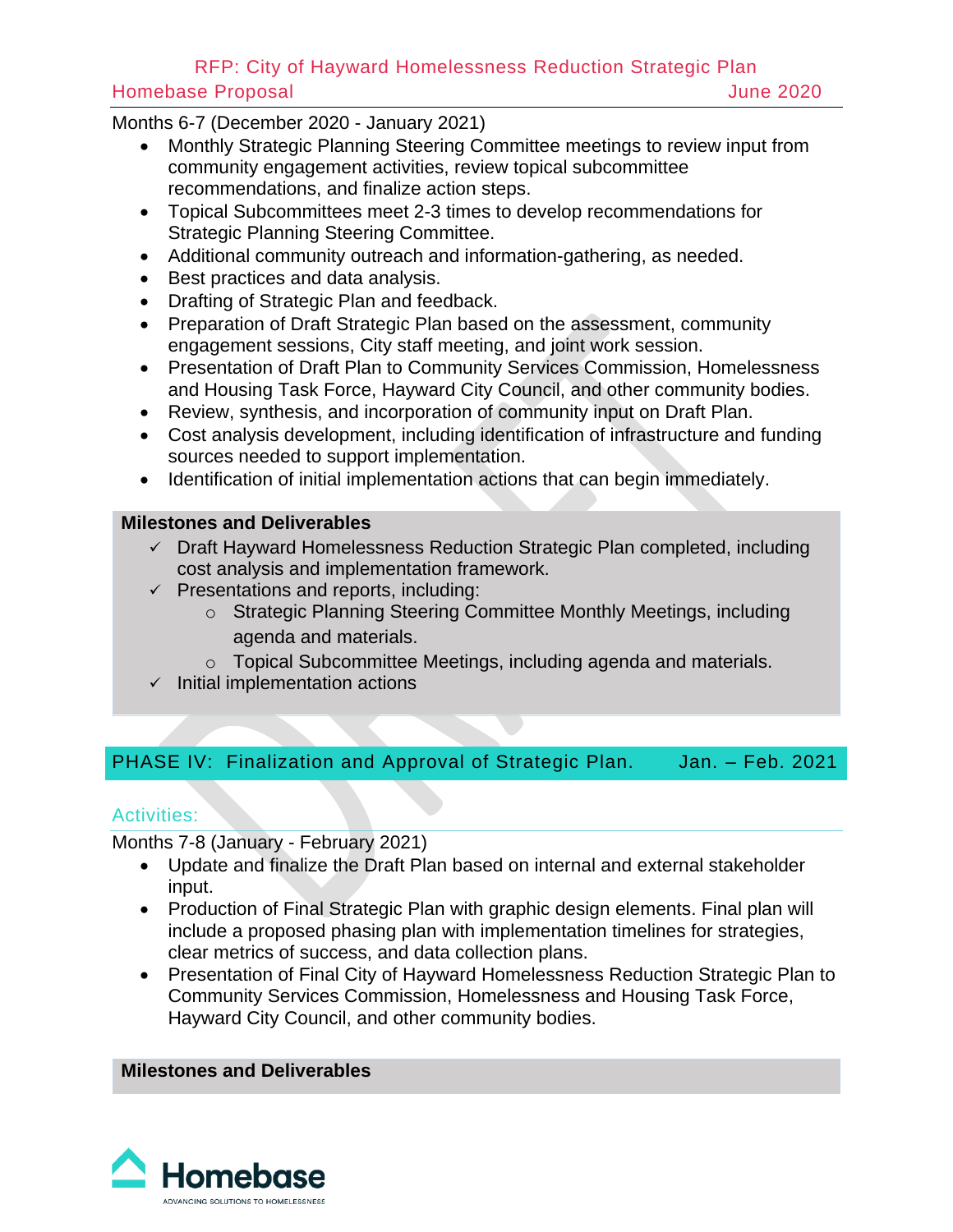Months 6-7 (December 2020 - January 2021)

- Monthly Strategic Planning Steering Committee meetings to review input from community engagement activities, review topical subcommittee recommendations, and finalize action steps.
- Topical Subcommittees meet 2-3 times to develop recommendations for Strategic Planning Steering Committee.
- Additional community outreach and information-gathering, as needed.
- Best practices and data analysis.
- Drafting of Strategic Plan and feedback.
- Preparation of Draft Strategic Plan based on the assessment, community engagement sessions, City staff meeting, and joint work session.
- Presentation of Draft Plan to Community Services Commission, Homelessness and Housing Task Force, Hayward City Council, and other community bodies.
- Review, synthesis, and incorporation of community input on Draft Plan.
- Cost analysis development, including identification of infrastructure and funding sources needed to support implementation.
- Identification of initial implementation actions that can begin immediately.

**Milestones and Deliverables**

- ✓ Draft Hayward Homelessness Reduction Strategic Plan completed, including cost analysis and implementation framework.
- ✓ Presentations and reports, including:
  - Strategic Planning Steering Committee Monthly Meetings, including agenda and materials.
  - Topical Subcommittee Meetings, including agenda and materials.
- ✓ Initial implementation actions

## PHASE IV: Finalization and Approval of Strategic Plan. Jan. – Feb. 2021

### Activities:

Months 7-8 (January - February 2021)

- Update and finalize the Draft Plan based on internal and external stakeholder input.
- Production of Final Strategic Plan with graphic design elements. Final plan will include a proposed phasing plan with implementation timelines for strategies, clear metrics of success, and data collection plans.
- Presentation of Final City of Hayward Homelessness Reduction Strategic Plan to Community Services Commission, Homelessness and Housing Task Force, Hayward City Council, and other community bodies.

**Milestones and Deliverables**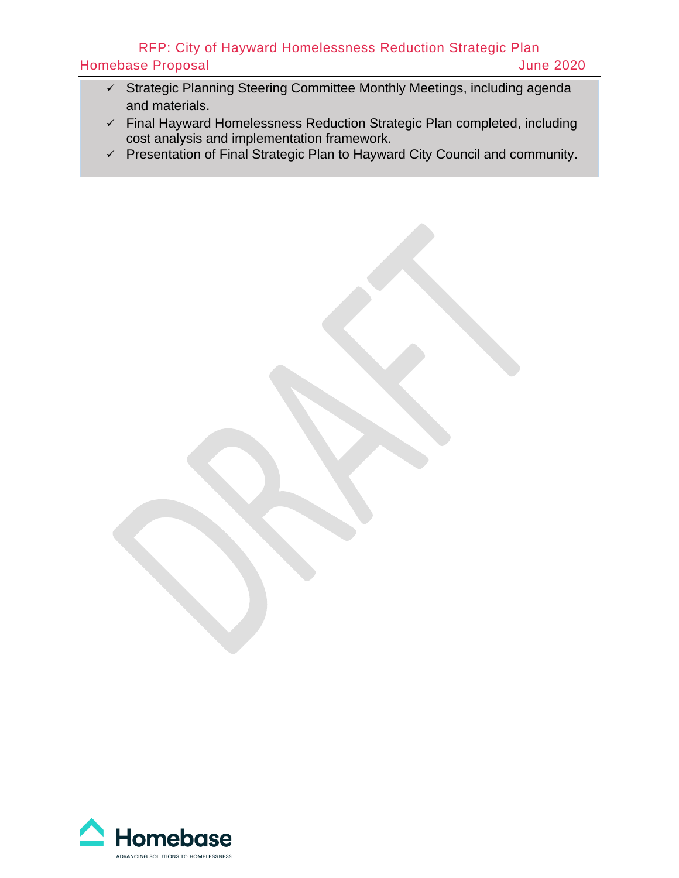- ✓ Strategic Planning Steering Committee Monthly Meetings, including agenda and materials.
- ✓ Final Hayward Homelessness Reduction Strategic Plan completed, including cost analysis and implementation framework.
- ✓ Presentation of Final Strategic Plan to Hayward City Council and community.